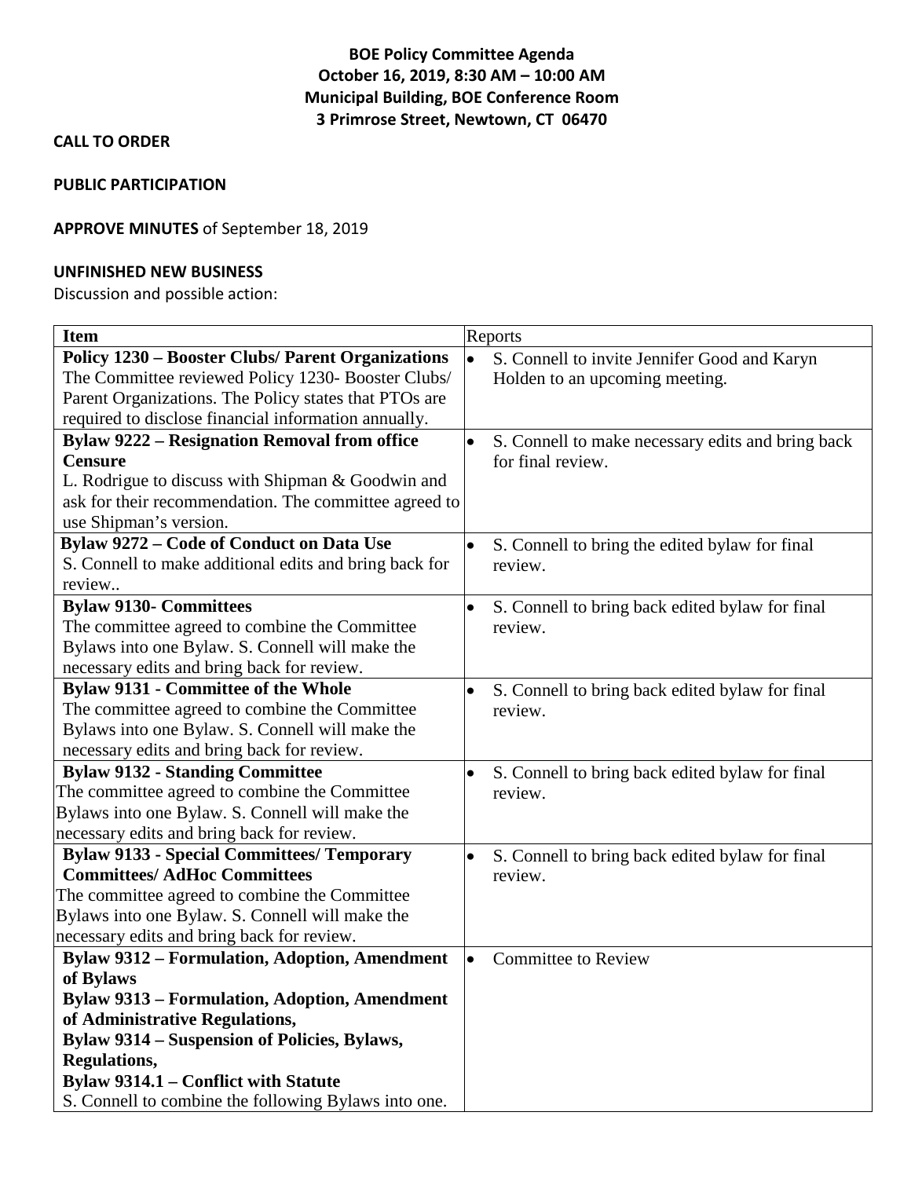# BOE Policy Committee Agenda
## October 16, 2019, 8:30 AM – 10:00 AM
## Municipal Building, BOE Conference Room
## 3 Primrose Street, Newtown, CT 06470

**CALL TO ORDER**

**PUBLIC PARTICIPATION**

**APPROVE MINUTES** of September 18, 2019

**UNFINISHED NEW BUSINESS**

Discussion and possible action:

| Item | Reports |
|---|---|
| **Policy 1230 – Booster Clubs/ Parent Organizations**<br>The Committee reviewed Policy 1230- Booster Clubs/ Parent Organizations. The Policy states that PTOs are required to disclose financial information annually. | • S. Connell to invite Jennifer Good and Karyn Holden to an upcoming meeting. |
| **Bylaw 9222 – Resignation Removal from office Censure**<br>L. Rodrigue to discuss with Shipman & Goodwin and ask for their recommendation. The committee agreed to use Shipman's version. | • S. Connell to make necessary edits and bring back for final review. |
| **Bylaw 9272 – Code of Conduct on Data Use**<br>S. Connell to make additional edits and bring back for review.. | • S. Connell to bring the edited bylaw for final review. |
| **Bylaw 9130- Committees**<br>The committee agreed to combine the Committee Bylaws into one Bylaw. S. Connell will make the necessary edits and bring back for review. | • S. Connell to bring back edited bylaw for final review. |
| **Bylaw 9131 - Committee of the Whole**<br>The committee agreed to combine the Committee Bylaws into one Bylaw. S. Connell will make the necessary edits and bring back for review. | • S. Connell to bring back edited bylaw for final review. |
| **Bylaw 9132 - Standing Committee**<br>The committee agreed to combine the Committee Bylaws into one Bylaw. S. Connell will make the necessary edits and bring back for review. | • S. Connell to bring back edited bylaw for final review. |
| **Bylaw 9133 - Special Committees/ Temporary Committees/ AdHoc Committees**<br>The committee agreed to combine the Committee Bylaws into one Bylaw. S. Connell will make the necessary edits and bring back for review. | • S. Connell to bring back edited bylaw for final review. |
| **Bylaw 9312 – Formulation, Adoption, Amendment of Bylaws**<br>**Bylaw 9313 – Formulation, Adoption, Amendment of Administrative Regulations,**<br>**Bylaw 9314 – Suspension of Policies, Bylaws, Regulations,**<br>**Bylaw 9314.1 – Conflict with Statute**<br>S. Connell to combine the following Bylaws into one. | • Committee to Review |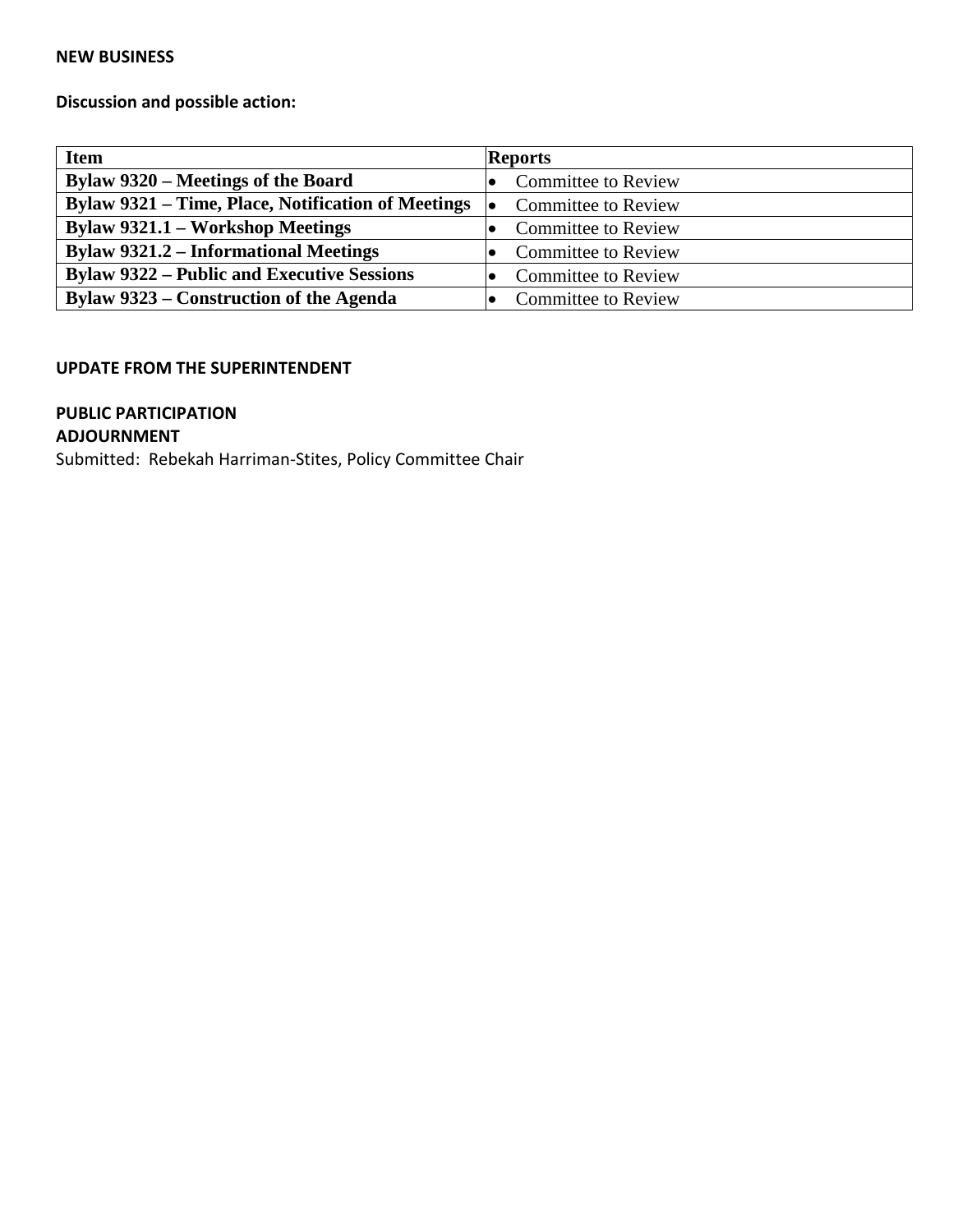**NEW BUSINESS**

**Discussion and possible action:**

| Item | Reports |
|---|---|
| **Bylaw 9320 – Meetings of the Board** | • Committee to Review |
| **Bylaw 9321 – Time, Place, Notification of Meetings** | • Committee to Review |
| **Bylaw 9321.1 – Workshop Meetings** | • Committee to Review |
| **Bylaw 9321.2 – Informational Meetings** | • Committee to Review |
| **Bylaw 9322 – Public and Executive Sessions** | • Committee to Review |
| **Bylaw 9323 – Construction of the Agenda** | • Committee to Review |

**UPDATE FROM THE SUPERINTENDENT**

**PUBLIC PARTICIPATION**

**ADJOURNMENT**

Submitted: Rebekah Harriman-Stites, Policy Committee Chair